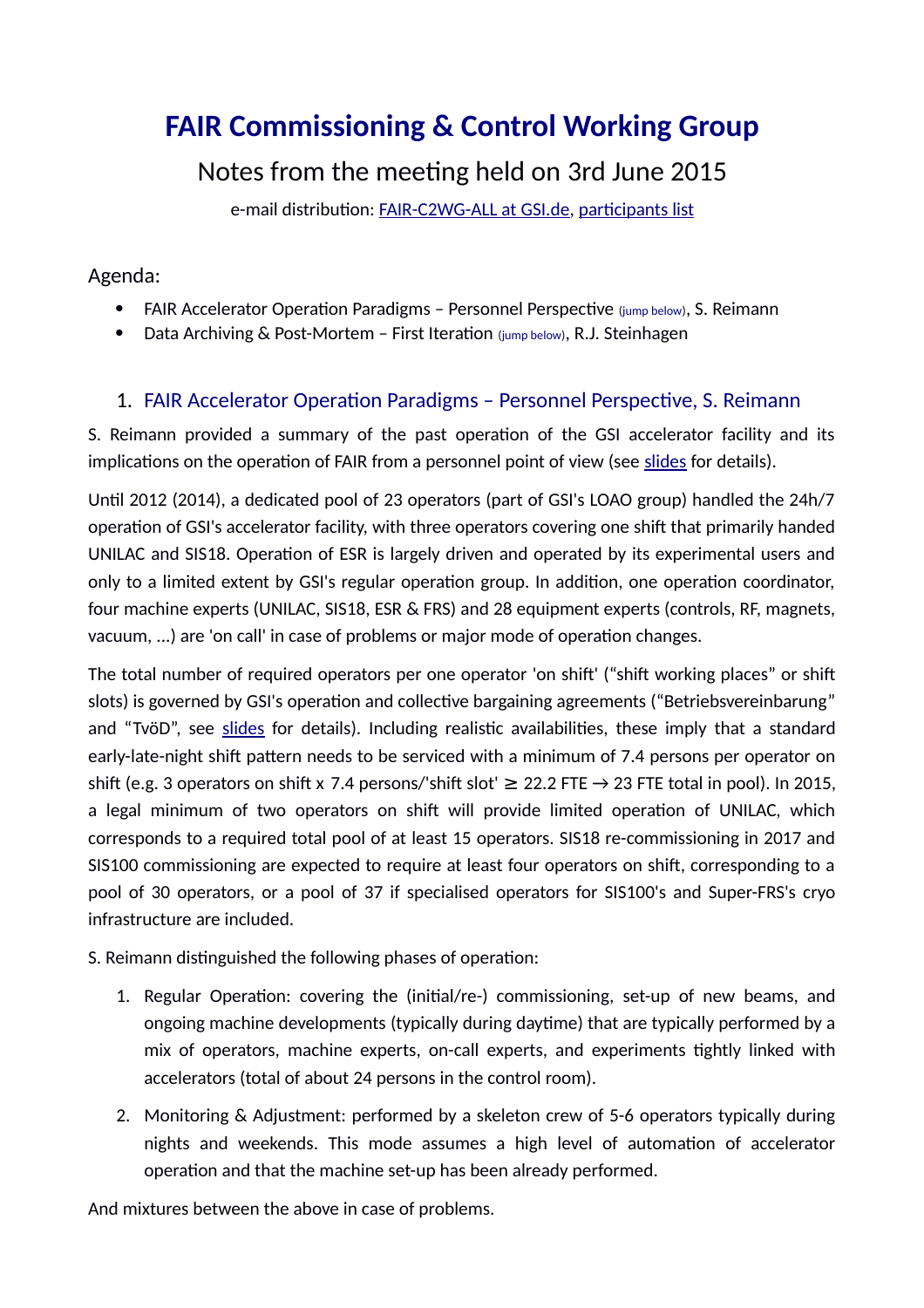# FAIR Commissioning & Control Working Group

## Notes from the meeting held on 3rd June 2015

e-mail distribution: FAIR-C2WG-ALL at GSI.de, participants list

Agenda:

- FAIR Accelerator Operation Paradigms – Personnel Perspective (jump below), S. Reimann
- Data Archiving & Post-Mortem – First Iteration (jump below), R.J. Steinhagen

### 1. FAIR Accelerator Operation Paradigms – Personnel Perspective, S. Reimann

S. Reimann provided a summary of the past operation of the GSI accelerator facility and its implications on the operation of FAIR from a personnel point of view (see slides for details).

Until 2012 (2014), a dedicated pool of 23 operators (part of GSI's LOAO group) handled the 24h/7 operation of GSI's accelerator facility, with three operators covering one shift that primarily handed UNILAC and SIS18. Operation of ESR is largely driven and operated by its experimental users and only to a limited extent by GSI's regular operation group. In addition, one operation coordinator, four machine experts (UNILAC, SIS18, ESR & FRS) and 28 equipment experts (controls, RF, magnets, vacuum, ...) are 'on call' in case of problems or major mode of operation changes.

The total number of required operators per one operator 'on shift' ("shift working places" or shift slots) is governed by GSI's operation and collective bargaining agreements ("Betriebsvereinbarung" and "TvöD", see slides for details). Including realistic availabilities, these imply that a standard early-late-night shift pattern needs to be serviced with a minimum of 7.4 persons per operator on shift (e.g. 3 operators on shift x 7.4 persons/'shift slot' $\geq$ 22.2 FTE $\rightarrow$ 23 FTE total in pool). In 2015, a legal minimum of two operators on shift will provide limited operation of UNILAC, which corresponds to a required total pool of at least 15 operators. SIS18 re-commissioning in 2017 and SIS100 commissioning are expected to require at least four operators on shift, corresponding to a pool of 30 operators, or a pool of 37 if specialised operators for SIS100's and Super-FRS's cryo infrastructure are included.

S. Reimann distinguished the following phases of operation:

1. Regular Operation: covering the (initial/re-) commissioning, set-up of new beams, and ongoing machine developments (typically during daytime) that are typically performed by a mix of operators, machine experts, on-call experts, and experiments tightly linked with accelerators (total of about 24 persons in the control room).
2. Monitoring & Adjustment: performed by a skeleton crew of 5-6 operators typically during nights and weekends. This mode assumes a high level of automation of accelerator operation and that the machine set-up has been already performed.

And mixtures between the above in case of problems.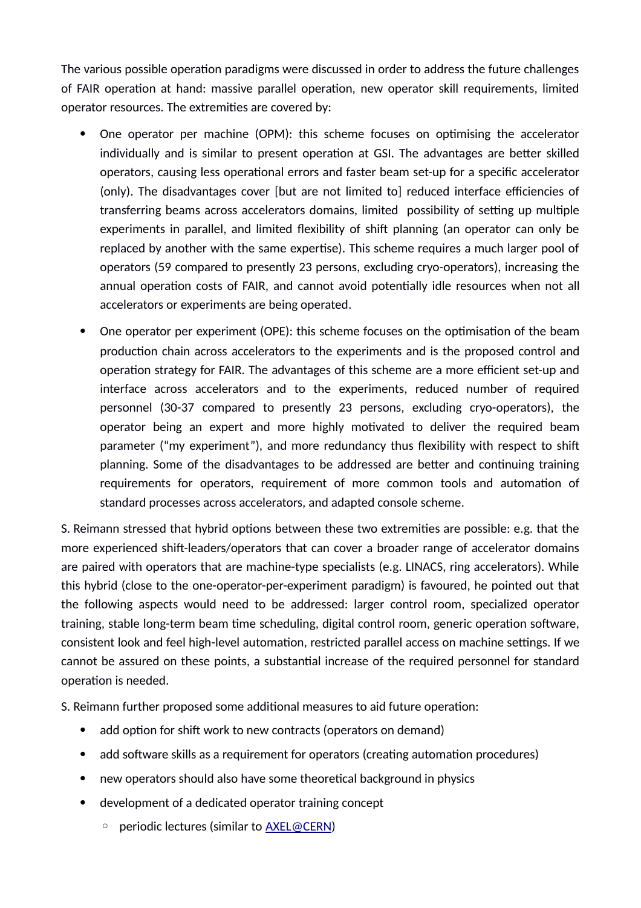The various possible operation paradigms were discussed in order to address the future challenges of FAIR operation at hand: massive parallel operation, new operator skill requirements, limited operator resources. The extremities are covered by:

- One operator per machine (OPM): this scheme focuses on optimising the accelerator individually and is similar to present operation at GSI. The advantages are better skilled operators, causing less operational errors and faster beam set-up for a specific accelerator (only). The disadvantages cover [but are not limited to] reduced interface efficiencies of transferring beams across accelerators domains, limited possibility of setting up multiple experiments in parallel, and limited flexibility of shift planning (an operator can only be replaced by another with the same expertise). This scheme requires a much larger pool of operators (59 compared to presently 23 persons, excluding cryo-operators), increasing the annual operation costs of FAIR, and cannot avoid potentially idle resources when not all accelerators or experiments are being operated.
- One operator per experiment (OPE): this scheme focuses on the optimisation of the beam production chain across accelerators to the experiments and is the proposed control and operation strategy for FAIR. The advantages of this scheme are a more efficient set-up and interface across accelerators and to the experiments, reduced number of required personnel (30-37 compared to presently 23 persons, excluding cryo-operators), the operator being an expert and more highly motivated to deliver the required beam parameter ("my experiment"), and more redundancy thus flexibility with respect to shift planning. Some of the disadvantages to be addressed are better and continuing training requirements for operators, requirement of more common tools and automation of standard processes across accelerators, and adapted console scheme.

S. Reimann stressed that hybrid options between these two extremities are possible: e.g. that the more experienced shift-leaders/operators that can cover a broader range of accelerator domains are paired with operators that are machine-type specialists (e.g. LINACS, ring accelerators). While this hybrid (close to the one-operator-per-experiment paradigm) is favoured, he pointed out that the following aspects would need to be addressed: larger control room, specialized operator training, stable long-term beam time scheduling, digital control room, generic operation software, consistent look and feel high-level automation, restricted parallel access on machine settings. If we cannot be assured on these points, a substantial increase of the required personnel for standard operation is needed.

S. Reimann further proposed some additional measures to aid future operation:

- add option for shift work to new contracts (operators on demand)
- add software skills as a requirement for operators (creating automation procedures)
- new operators should also have some theoretical background in physics
- development of a dedicated operator training concept
  - periodic lectures (similar to AXEL@CERN)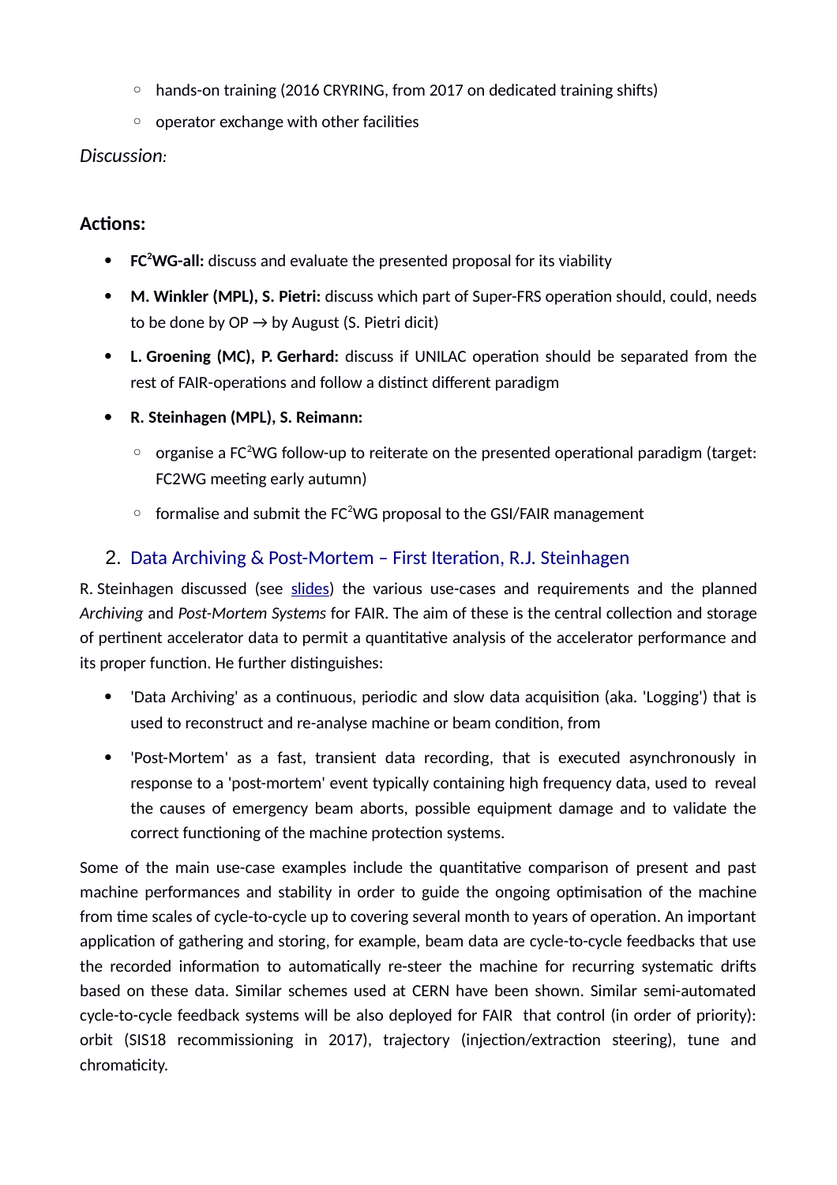- hands-on training (2016 CRYRING, from 2017 on dedicated training shifts)
    - operator exchange with other facilities

*Discussion:*

**Actions:**

- **FC$^2$WG-all:** discuss and evaluate the presented proposal for its viability
- **M. Winkler (MPL), S. Pietri:** discuss which part of Super-FRS operation should, could, needs to be done by OP → by August (S. Pietri dicit)
- **L. Groening (MC), P. Gerhard:** discuss if UNILAC operation should be separated from the rest of FAIR-operations and follow a distinct different paradigm
- **R. Steinhagen (MPL), S. Reimann:**
    - organise a FC$^2$WG follow-up to reiterate on the presented operational paradigm (target: FC2WG meeting early autumn)
    - formalise and submit the FC$^2$WG proposal to the GSI/FAIR management

## 2. Data Archiving & Post-Mortem – First Iteration, R.J. Steinhagen

R. Steinhagen discussed (see slides) the various use-cases and requirements and the planned *Archiving* and *Post-Mortem Systems* for FAIR. The aim of these is the central collection and storage of pertinent accelerator data to permit a quantitative analysis of the accelerator performance and its proper function. He further distinguishes:

- 'Data Archiving' as a continuous, periodic and slow data acquisition (aka. 'Logging') that is used to reconstruct and re-analyse machine or beam condition, from
- 'Post-Mortem' as a fast, transient data recording, that is executed asynchronously in response to a 'post-mortem' event typically containing high frequency data, used to reveal the causes of emergency beam aborts, possible equipment damage and to validate the correct functioning of the machine protection systems.

Some of the main use-case examples include the quantitative comparison of present and past machine performances and stability in order to guide the ongoing optimisation of the machine from time scales of cycle-to-cycle up to covering several month to years of operation. An important application of gathering and storing, for example, beam data are cycle-to-cycle feedbacks that use the recorded information to automatically re-steer the machine for recurring systematic drifts based on these data. Similar schemes used at CERN have been shown. Similar semi-automated cycle-to-cycle feedback systems will be also deployed for FAIR that control (in order of priority): orbit (SIS18 recommissioning in 2017), trajectory (injection/extraction steering), tune and chromaticity.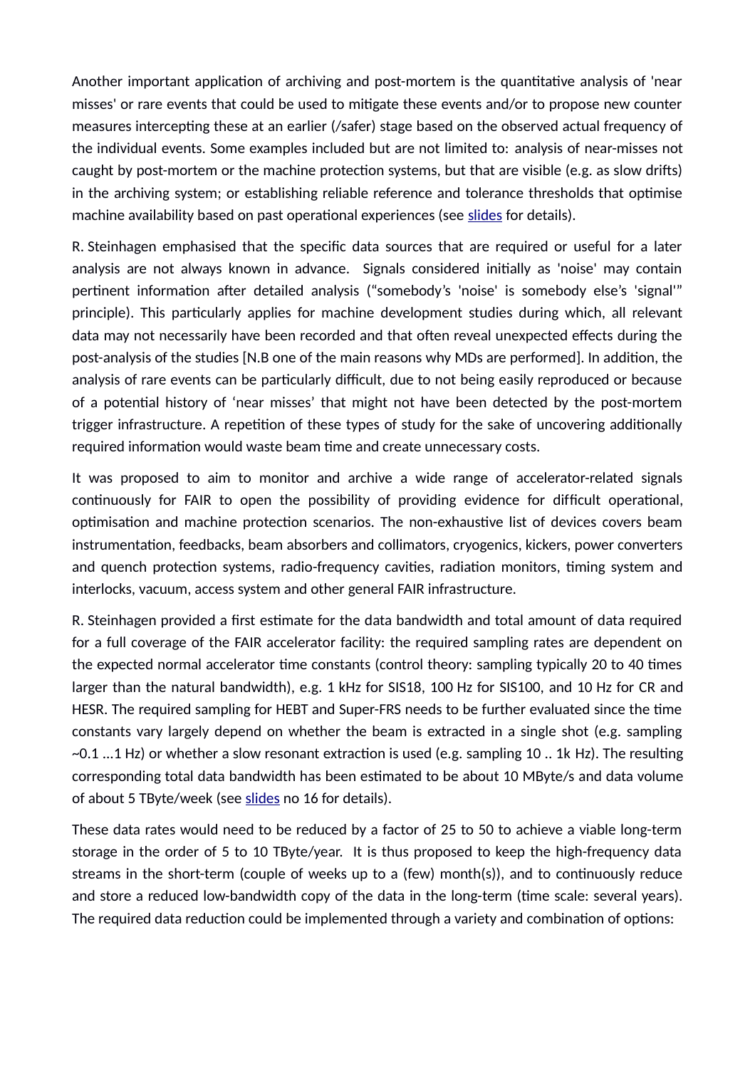Another important application of archiving and post-mortem is the quantitative analysis of 'near misses' or rare events that could be used to mitigate these events and/or to propose new counter measures intercepting these at an earlier (/safer) stage based on the observed actual frequency of the individual events. Some examples included but are not limited to: analysis of near-misses not caught by post-mortem or the machine protection systems, but that are visible (e.g. as slow drifts) in the archiving system; or establishing reliable reference and tolerance thresholds that optimise machine availability based on past operational experiences (see slides for details).

R. Steinhagen emphasised that the specific data sources that are required or useful for a later analysis are not always known in advance. Signals considered initially as 'noise' may contain pertinent information after detailed analysis ("somebody's 'noise' is somebody else's 'signal'" principle). This particularly applies for machine development studies during which, all relevant data may not necessarily have been recorded and that often reveal unexpected effects during the post-analysis of the studies [N.B one of the main reasons why MDs are performed]. In addition, the analysis of rare events can be particularly difficult, due to not being easily reproduced or because of a potential history of 'near misses' that might not have been detected by the post-mortem trigger infrastructure. A repetition of these types of study for the sake of uncovering additionally required information would waste beam time and create unnecessary costs.

It was proposed to aim to monitor and archive a wide range of accelerator-related signals continuously for FAIR to open the possibility of providing evidence for difficult operational, optimisation and machine protection scenarios. The non-exhaustive list of devices covers beam instrumentation, feedbacks, beam absorbers and collimators, cryogenics, kickers, power converters and quench protection systems, radio-frequency cavities, radiation monitors, timing system and interlocks, vacuum, access system and other general FAIR infrastructure.

R. Steinhagen provided a first estimate for the data bandwidth and total amount of data required for a full coverage of the FAIR accelerator facility: the required sampling rates are dependent on the expected normal accelerator time constants (control theory: sampling typically 20 to 40 times larger than the natural bandwidth), e.g. 1 kHz for SIS18, 100 Hz for SIS100, and 10 Hz for CR and HESR. The required sampling for HEBT and Super-FRS needs to be further evaluated since the time constants vary largely depend on whether the beam is extracted in a single shot (e.g. sampling ~0.1 ...1 Hz) or whether a slow resonant extraction is used (e.g. sampling 10 .. 1k Hz). The resulting corresponding total data bandwidth has been estimated to be about 10 MByte/s and data volume of about 5 TByte/week (see slides no 16 for details).

These data rates would need to be reduced by a factor of 25 to 50 to achieve a viable long-term storage in the order of 5 to 10 TByte/year. It is thus proposed to keep the high-frequency data streams in the short-term (couple of weeks up to a (few) month(s)), and to continuously reduce and store a reduced low-bandwidth copy of the data in the long-term (time scale: several years). The required data reduction could be implemented through a variety and combination of options: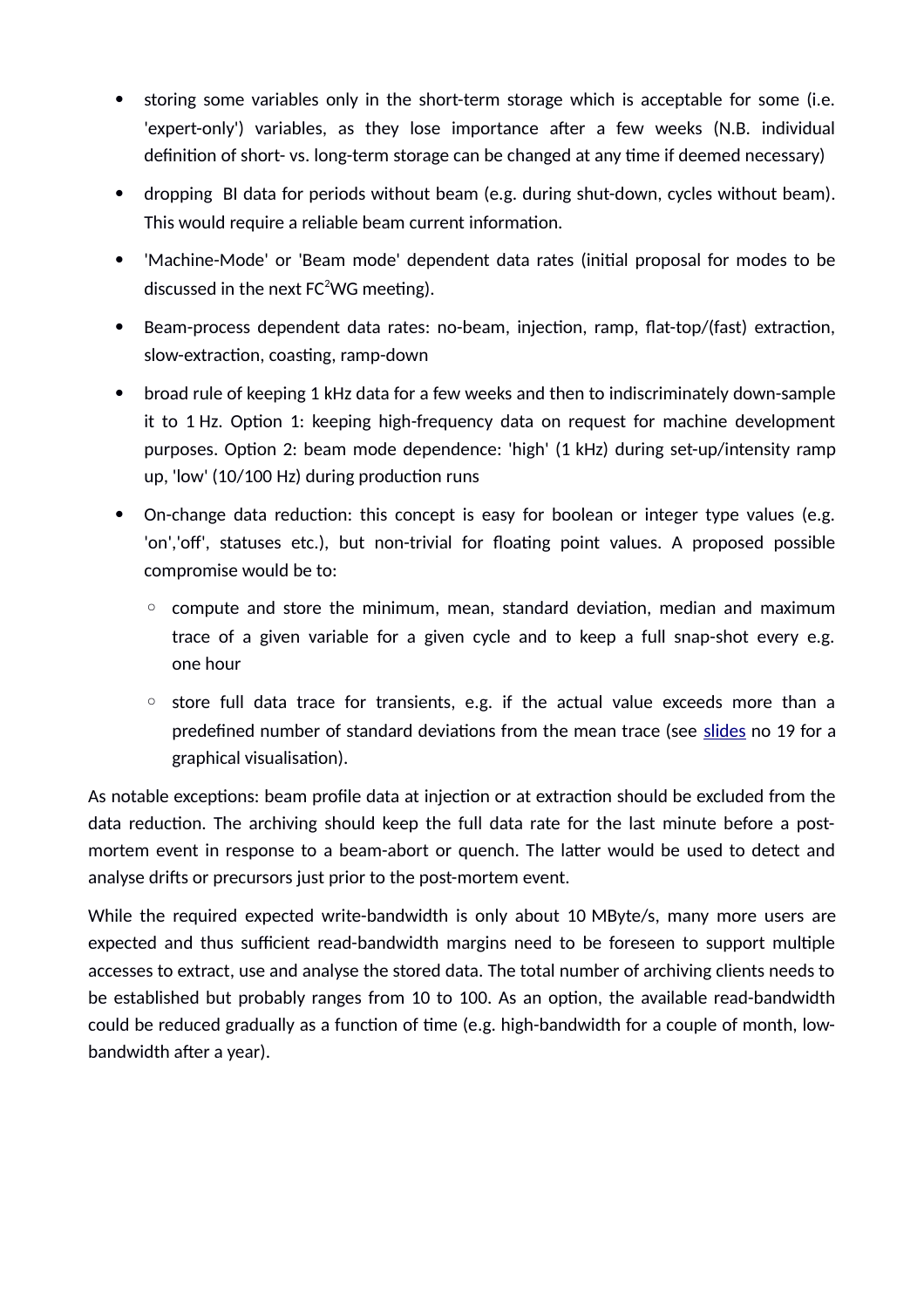- storing some variables only in the short-term storage which is acceptable for some (i.e. 'expert-only') variables, as they lose importance after a few weeks (N.B. individual definition of short- vs. long-term storage can be changed at any time if deemed necessary)
- dropping BI data for periods without beam (e.g. during shut-down, cycles without beam). This would require a reliable beam current information.
- 'Machine-Mode' or 'Beam mode' dependent data rates (initial proposal for modes to be discussed in the next FC$^2$WG meeting).
- Beam-process dependent data rates: no-beam, injection, ramp, flat-top/(fast) extraction, slow-extraction, coasting, ramp-down
- broad rule of keeping 1 kHz data for a few weeks and then to indiscriminately down-sample it to 1 Hz. Option 1: keeping high-frequency data on request for machine development purposes. Option 2: beam mode dependence: 'high' (1 kHz) during set-up/intensity ramp up, 'low' (10/100 Hz) during production runs
- On-change data reduction: this concept is easy for boolean or integer type values (e.g. 'on','off', statuses etc.), but non-trivial for floating point values. A proposed possible compromise would be to:
    - compute and store the minimum, mean, standard deviation, median and maximum trace of a given variable for a given cycle and to keep a full snap-shot every e.g. one hour
    - store full data trace for transients, e.g. if the actual value exceeds more than a predefined number of standard deviations from the mean trace (see slides no 19 for a graphical visualisation).

As notable exceptions: beam profile data at injection or at extraction should be excluded from the data reduction. The archiving should keep the full data rate for the last minute before a post-mortem event in response to a beam-abort or quench. The latter would be used to detect and analyse drifts or precursors just prior to the post-mortem event.

While the required expected write-bandwidth is only about 10 MByte/s, many more users are expected and thus sufficient read-bandwidth margins need to be foreseen to support multiple accesses to extract, use and analyse the stored data. The total number of archiving clients needs to be established but probably ranges from 10 to 100. As an option, the available read-bandwidth could be reduced gradually as a function of time (e.g. high-bandwidth for a couple of month, low-bandwidth after a year).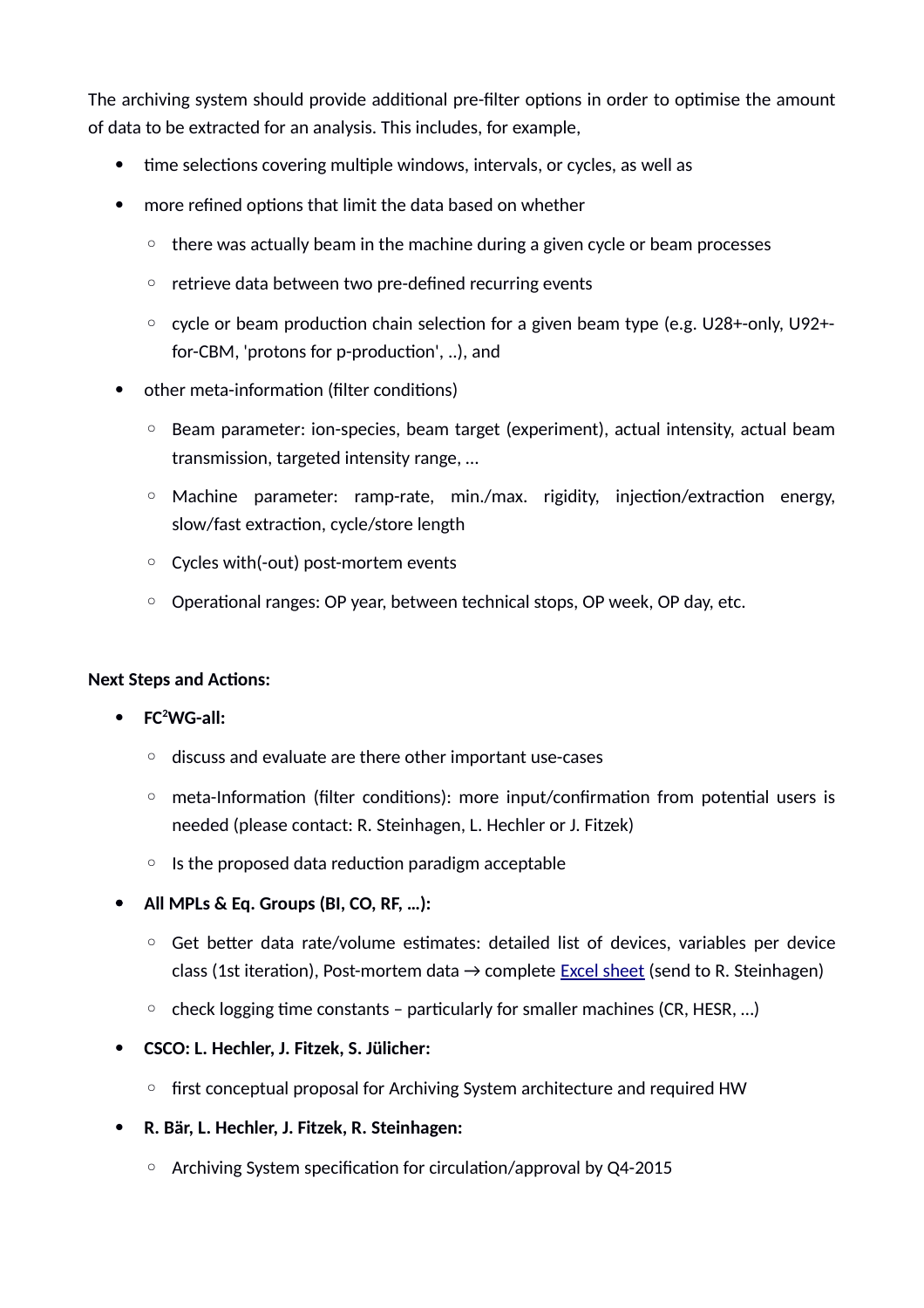The archiving system should provide additional pre-filter options in order to optimise the amount of data to be extracted for an analysis. This includes, for example,

- time selections covering multiple windows, intervals, or cycles, as well as
- more refined options that limit the data based on whether
  - there was actually beam in the machine during a given cycle or beam processes
  - retrieve data between two pre-defined recurring events
  - cycle or beam production chain selection for a given beam type (e.g. U28+-only, U92+-for-CBM, 'protons for p-production', ..), and
- other meta-information (filter conditions)
  - Beam parameter: ion-species, beam target (experiment), actual intensity, actual beam transmission, targeted intensity range, …
  - Machine parameter: ramp-rate, min./max. rigidity, injection/extraction energy, slow/fast extraction, cycle/store length
  - Cycles with(-out) post-mortem events
  - Operational ranges: OP year, between technical stops, OP week, OP day, etc.

**Next Steps and Actions:**

- **FC$^2$WG-all:**
  - discuss and evaluate are there other important use-cases
  - meta-Information (filter conditions): more input/confirmation from potential users is needed (please contact: R. Steinhagen, L. Hechler or J. Fitzek)
  - Is the proposed data reduction paradigm acceptable
- **All MPLs & Eq. Groups (BI, CO, RF, …):**
  - Get better data rate/volume estimates: detailed list of devices, variables per device class (1st iteration), Post-mortem data → complete Excel sheet (send to R. Steinhagen)
  - check logging time constants – particularly for smaller machines (CR, HESR, …)
- **CSCO: L. Hechler, J. Fitzek, S. Jülicher:**
  - first conceptual proposal for Archiving System architecture and required HW
- **R. Bär, L. Hechler, J. Fitzek, R. Steinhagen:**
  - Archiving System specification for circulation/approval by Q4-2015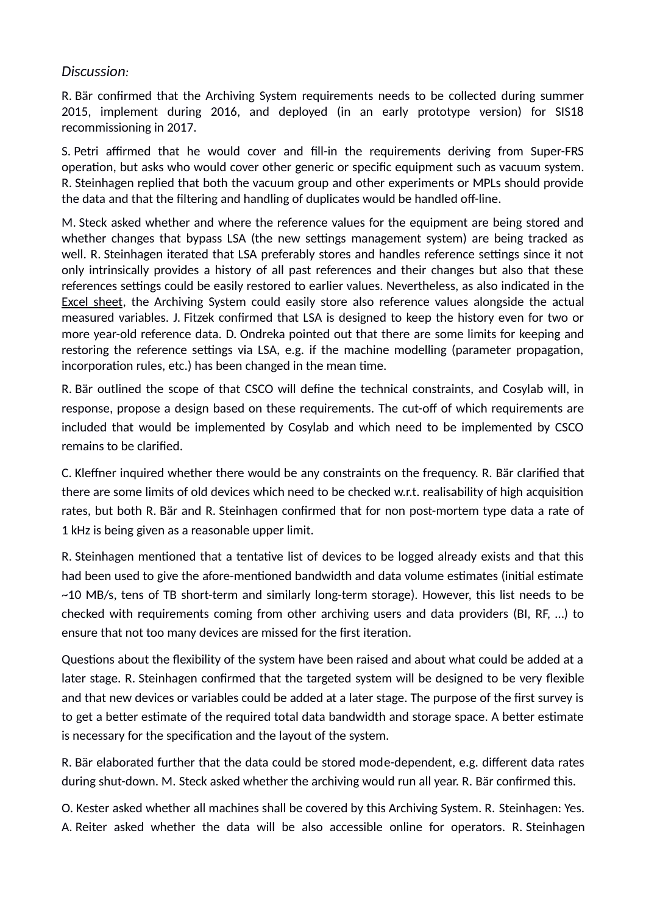*Discussion:*

R. Bär confirmed that the Archiving System requirements needs to be collected during summer 2015, implement during 2016, and deployed (in an early prototype version) for SIS18 recommissioning in 2017.

S. Petri affirmed that he would cover and fill-in the requirements deriving from Super-FRS operation, but asks who would cover other generic or specific equipment such as vacuum system. R. Steinhagen replied that both the vacuum group and other experiments or MPLs should provide the data and that the filtering and handling of duplicates would be handled off-line.

M. Steck asked whether and where the reference values for the equipment are being stored and whether changes that bypass LSA (the new settings management system) are being tracked as well. R. Steinhagen iterated that LSA preferably stores and handles reference settings since it not only intrinsically provides a history of all past references and their changes but also that these references settings could be easily restored to earlier values. Nevertheless, as also indicated in the Excel sheet, the Archiving System could easily store also reference values alongside the actual measured variables. J. Fitzek confirmed that LSA is designed to keep the history even for two or more year-old reference data. D. Ondreka pointed out that there are some limits for keeping and restoring the reference settings via LSA, e.g. if the machine modelling (parameter propagation, incorporation rules, etc.) has been changed in the mean time.

R. Bär outlined the scope of that CSCO will define the technical constraints, and Cosylab will, in response, propose a design based on these requirements. The cut-off of which requirements are included that would be implemented by Cosylab and which need to be implemented by CSCO remains to be clarified.

C. Kleffner inquired whether there would be any constraints on the frequency. R. Bär clarified that there are some limits of old devices which need to be checked w.r.t. realisability of high acquisition rates, but both R. Bär and R. Steinhagen confirmed that for non post-mortem type data a rate of 1 kHz is being given as a reasonable upper limit.

R. Steinhagen mentioned that a tentative list of devices to be logged already exists and that this had been used to give the afore-mentioned bandwidth and data volume estimates (initial estimate ~10 MB/s, tens of TB short-term and similarly long-term storage). However, this list needs to be checked with requirements coming from other archiving users and data providers (BI, RF, …) to ensure that not too many devices are missed for the first iteration.

Questions about the flexibility of the system have been raised and about what could be added at a later stage. R. Steinhagen confirmed that the targeted system will be designed to be very flexible and that new devices or variables could be added at a later stage. The purpose of the first survey is to get a better estimate of the required total data bandwidth and storage space. A better estimate is necessary for the specification and the layout of the system.

R. Bär elaborated further that the data could be stored mode-dependent, e.g. different data rates during shut-down. M. Steck asked whether the archiving would run all year. R. Bär confirmed this.

O. Kester asked whether all machines shall be covered by this Archiving System. R. Steinhagen: Yes. A. Reiter asked whether the data will be also accessible online for operators. R. Steinhagen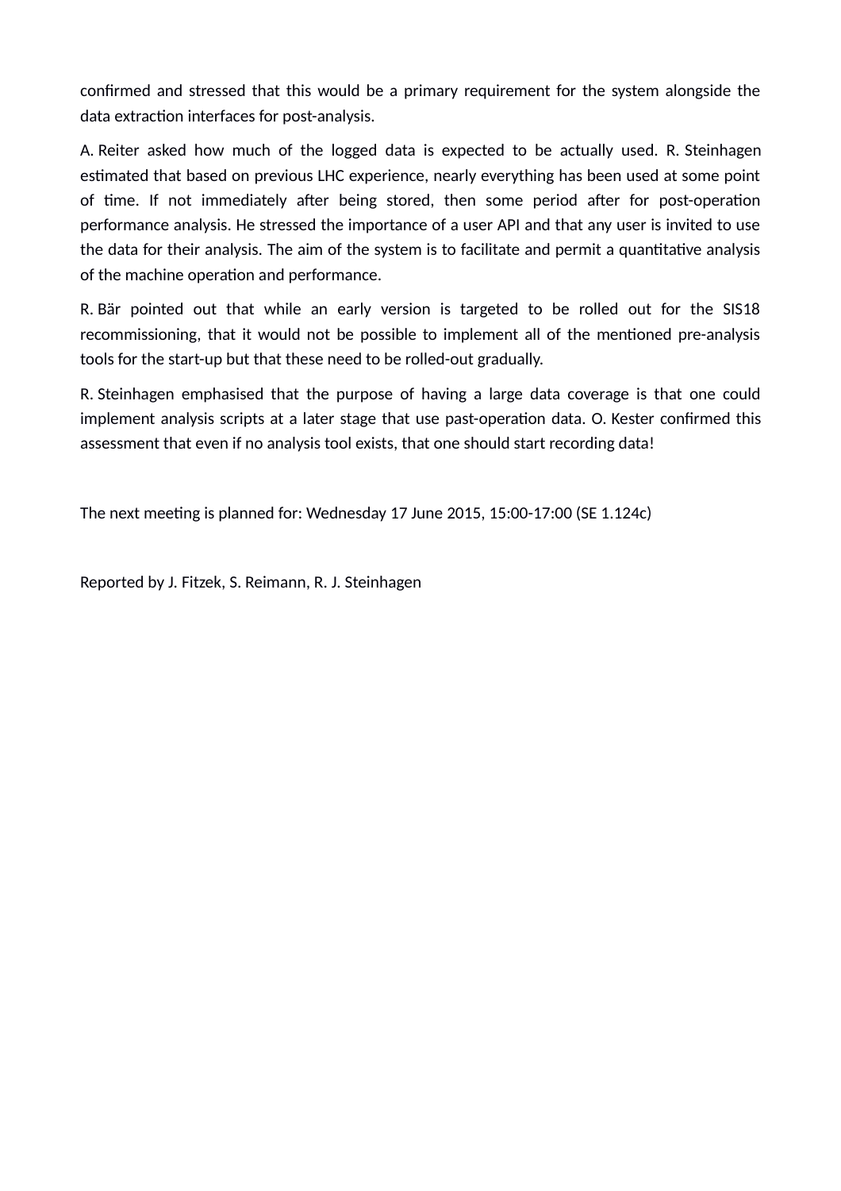confirmed and stressed that this would be a primary requirement for the system alongside the data extraction interfaces for post-analysis.

A. Reiter asked how much of the logged data is expected to be actually used. R. Steinhagen estimated that based on previous LHC experience, nearly everything has been used at some point of time. If not immediately after being stored, then some period after for post-operation performance analysis. He stressed the importance of a user API and that any user is invited to use the data for their analysis. The aim of the system is to facilitate and permit a quantitative analysis of the machine operation and performance.

R. Bär pointed out that while an early version is targeted to be rolled out for the SIS18 recommissioning, that it would not be possible to implement all of the mentioned pre-analysis tools for the start-up but that these need to be rolled-out gradually.

R. Steinhagen emphasised that the purpose of having a large data coverage is that one could implement analysis scripts at a later stage that use past-operation data. O. Kester confirmed this assessment that even if no analysis tool exists, that one should start recording data!

The next meeting is planned for: Wednesday 17 June 2015, 15:00-17:00 (SE 1.124c)

Reported by J. Fitzek, S. Reimann, R. J. Steinhagen